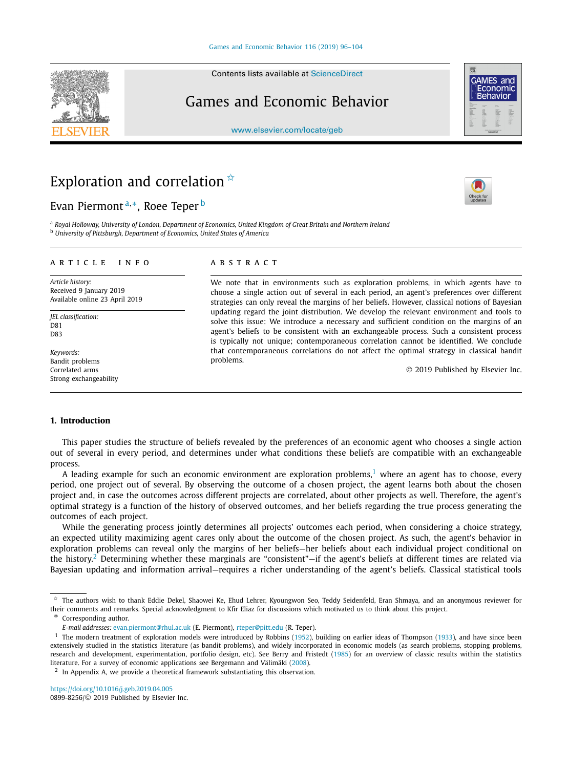# Exploration and correlation [☆]

Evan Piermont [a,*], Roee Teper [b]

[a] *Royal Holloway, University of London, Department of Economics, United Kingdom of Great Britain and Northern Ireland*
[b] *University of Pittsburgh, Department of Economics, United States of America*

**ARTICLE INFO**

*Article history:*
Received 9 January 2019
Available online 23 April 2019

*JEL classification:*
D81
D83

*Keywords:*
Bandit problems
Correlated arms
Strong exchangeability

**ABSTRACT**

We note that in environments such as exploration problems, in which agents have to choose a single action out of several in each period, an agent's preferences over different strategies can only reveal the margins of her beliefs. However, classical notions of Bayesian updating regard the joint distribution. We develop the relevant environment and tools to solve this issue: We introduce a necessary and sufficient condition on the margins of an agent's beliefs to be consistent with an exchangeable process. Such a consistent process is typically not unique; contemporaneous correlation cannot be identified. We conclude that contemporaneous correlations do not affect the optimal strategy in classical bandit problems.

© 2019 Published by Elsevier Inc.

## 1. Introduction

This paper studies the structure of beliefs revealed by the preferences of an economic agent who chooses a single action out of several in every period, and determines under what conditions these beliefs are compatible with an exchangeable process.

A leading example for such an economic environment are exploration problems,[1] where an agent has to choose, every period, one project out of several. By observing the outcome of a chosen project, the agent learns both about the chosen project and, in case the outcomes across different projects are correlated, about other projects as well. Therefore, the agent's optimal strategy is a function of the history of observed outcomes, and her beliefs regarding the true process generating the outcomes of each project.

While the generating process jointly determines all projects' outcomes each period, when considering a choice strategy, an expected utility maximizing agent cares only about the outcome of the chosen project. As such, the agent's behavior in exploration problems can reveal only the margins of her beliefs—her beliefs about each individual project conditional on the history.[2] Determining whether these marginals are "consistent"—if the agent's beliefs at different times are related via Bayesian updating and information arrival—requires a richer understanding of the agent's beliefs. Classical statistical tools

---

☆ The authors wish to thank Eddie Dekel, Shaowei Ke, Ehud Lehrer, Kyoungwon Seo, Teddy Seidenfeld, Eran Shmaya, and an anonymous reviewer for their comments and remarks. Special acknowledgment to Kfir Eliaz for discussions which motivated us to think about this project.

\* Corresponding author.

*E-mail addresses:* evan.piermont@rhul.ac.uk (E. Piermont), rteper@pitt.edu (R. Teper).

[1] The modern treatment of exploration models were introduced by Robbins (1952), building on earlier ideas of Thompson (1933), and have since been extensively studied in the statistics literature (as bandit problems), and widely incorporated in economic models (as search problems, stopping problems, research and development, experimentation, portfolio design, etc). See Berry and Fristedt (1985) for an overview of classic results within the statistics literature. For a survey of economic applications see Bergemann and Välimäki (2008).

[2] In Appendix A, we provide a theoretical framework substantiating this observation.

https://doi.org/10.1016/j.geb.2019.04.005
0899-8256/© 2019 Published by Elsevier Inc.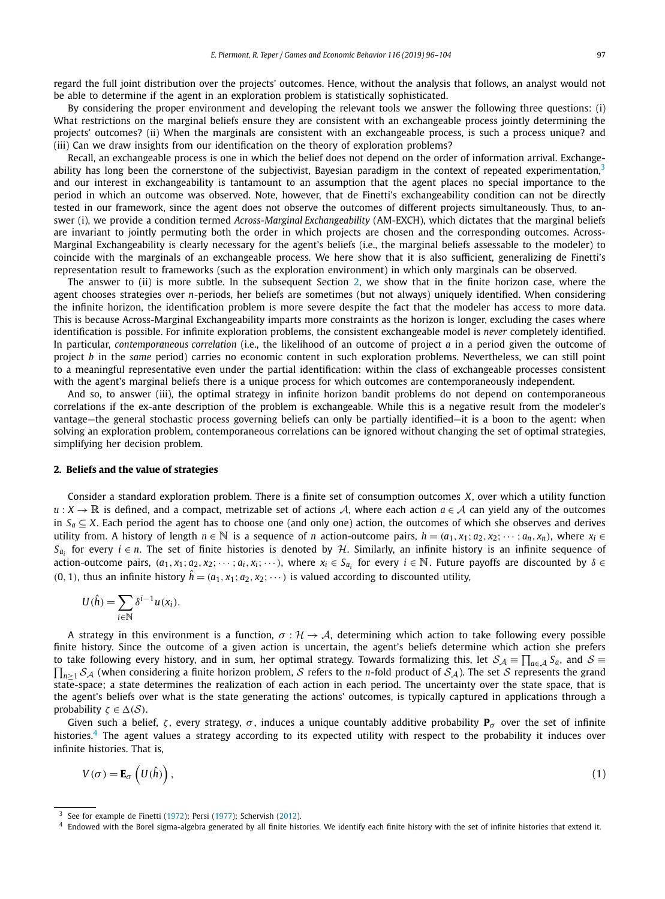regard the full joint distribution over the projects' outcomes. Hence, without the analysis that follows, an analyst would not be able to determine if the agent in an exploration problem is statistically sophisticated.

By considering the proper environment and developing the relevant tools we answer the following three questions: (i) What restrictions on the marginal beliefs ensure they are consistent with an exchangeable process jointly determining the projects' outcomes? (ii) When the marginals are consistent with an exchangeable process, is such a process unique? and (iii) Can we draw insights from our identification on the theory of exploration problems?

Recall, an exchangeable process is one in which the belief does not depend on the order of information arrival. Exchangeability has long been the cornerstone of the subjectivist, Bayesian paradigm in the context of repeated experimentation,[3] and our interest in exchangeability is tantamount to an assumption that the agent places no special importance to the period in which an outcome was observed. Note, however, that de Finetti's exchangeability condition can not be directly tested in our framework, since the agent does not observe the outcomes of different projects simultaneously. Thus, to answer (i), we provide a condition termed *Across-Marginal Exchangeability* (AM-EXCH), which dictates that the marginal beliefs are invariant to jointly permuting both the order in which projects are chosen and the corresponding outcomes. Across-Marginal Exchangeability is clearly necessary for the agent's beliefs (i.e., the marginal beliefs assessable to the modeler) to coincide with the marginals of an exchangeable process. We here show that it is also sufficient, generalizing de Finetti's representation result to frameworks (such as the exploration environment) in which only marginals can be observed.

The answer to (ii) is more subtle. In the subsequent Section 2, we show that in the finite horizon case, where the agent chooses strategies over $n$-periods, her beliefs are sometimes (but not always) uniquely identified. When considering the infinite horizon, the identification problem is more severe despite the fact that the modeler has access to more data. This is because Across-Marginal Exchangeability imparts more constraints as the horizon is longer, excluding the cases where identification is possible. For infinite exploration problems, the consistent exchangeable model is *never* completely identified. In particular, *contemporaneous correlation* (i.e., the likelihood of an outcome of project $a$ in a period given the outcome of project $b$ in the *same* period) carries no economic content in such exploration problems. Nevertheless, we can still point to a meaningful representative even under the partial identification: within the class of exchangeable processes consistent with the agent's marginal beliefs there is a unique process for which outcomes are contemporaneously independent.

And so, to answer (iii), the optimal strategy in infinite horizon bandit problems do not depend on contemporaneous correlations if the ex-ante description of the problem is exchangeable. While this is a negative result from the modeler's vantage—the general stochastic process governing beliefs can only be partially identified—it is a boon to the agent: when solving an exploration problem, contemporaneous correlations can be ignored without changing the set of optimal strategies, simplifying her decision problem.

## 2. Beliefs and the value of strategies

Consider a standard exploration problem. There is a finite set of consumption outcomes $X$, over which a utility function $u : X \to \mathbb{R}$ is defined, and a compact, metrizable set of actions $\mathcal{A}$, where each action $a \in \mathcal{A}$ can yield any of the outcomes in $S_a \subseteq X$. Each period the agent has to choose one (and only one) action, the outcomes of which she observes and derives utility from. A history of length $n \in \mathbb{N}$ is a sequence of $n$ action-outcome pairs, $h = (a_1, x_1; a_2, x_2; \cdots ; a_n, x_n)$, where $x_i \in S_{a_i}$ for every $i \in n$. The set of finite histories is denoted by $\mathcal{H}$. Similarly, an infinite history is an infinite sequence of action-outcome pairs, $(a_1, x_1; a_2, x_2; \cdots ; a_i, x_i; \cdots)$, where $x_i \in S_{a_i}$ for every $i \in \mathbb{N}$. Future payoffs are discounted by $\delta \in (0, 1)$, thus an infinite history $\hat{h} = (a_1, x_1; a_2, x_2; \cdots)$ is valued according to discounted utility,

$$U(\hat{h}) = \sum_{i \in \mathbb{N}} \delta^{i-1} u(x_i).$$

A strategy in this environment is a function, $\sigma : \mathcal{H} \to \mathcal{A}$, determining which action to take following every possible finite history. Since the outcome of a given action is uncertain, the agent's beliefs determine which action she prefers to take following every history, and in sum, her optimal strategy. Towards formalizing this, let $\mathcal{S}_{\mathcal{A}} \equiv \prod_{a \in \mathcal{A}} S_a$, and $\mathcal{S} \equiv \prod_{n \geq 1} \mathcal{S}_{\mathcal{A}}$ (when considering a finite horizon problem, $\mathcal{S}$ refers to the $n$-fold product of $\mathcal{S}_{\mathcal{A}}$). The set $\mathcal{S}$ represents the grand state-space; a state determines the realization of each action in each period. The uncertainty over the state space, that is the agent's beliefs over what is the state generating the actions' outcomes, is typically captured in applications through a probability $\zeta \in \Delta(\mathcal{S})$.

Given such a belief, $\zeta$, every strategy, $\sigma$, induces a unique countably additive probability $\mathbf{P}_\sigma$ over the set of infinite histories.[4] The agent values a strategy according to its expected utility with respect to the probability it induces over infinite histories. That is,

$$V(\sigma) = \mathbf{E}_\sigma \left( U(\hat{h}) \right), \tag{1}$$

[3] See for example de Finetti (1972); Persi (1977); Schervish (2012).

[4] Endowed with the Borel sigma-algebra generated by all finite histories. We identify each finite history with the set of infinite histories that extend it.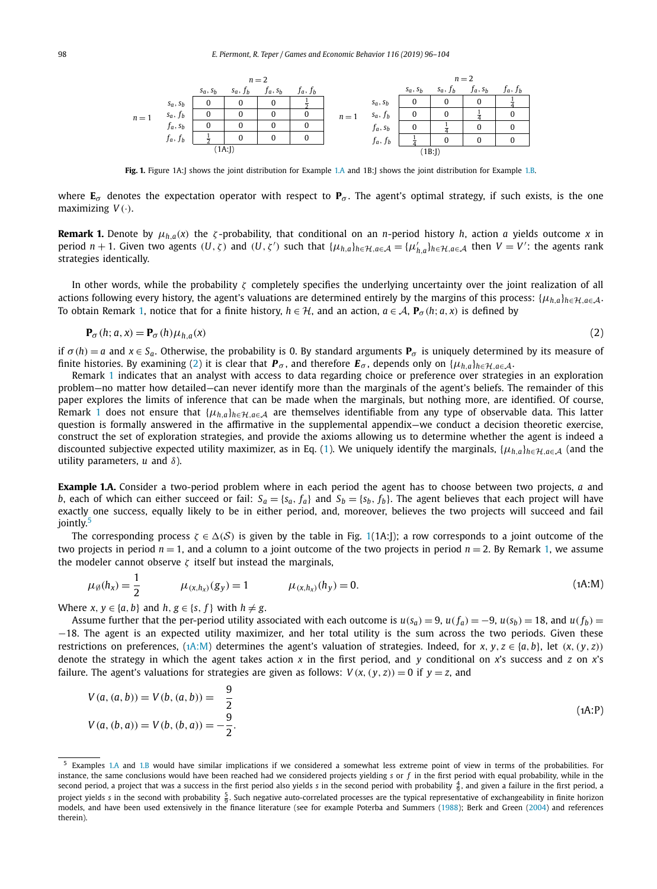|  |  | $n=2$ |  |  |  |
|---|---|---|---|---|---|
|  |  | $s_a, s_b$ | $s_a, f_b$ | $f_a, s_b$ | $f_a, f_b$ |
| $n=1$ | $s_a, s_b$ | 0 | 0 | 0 | $\frac{1}{2}$ |
|  | $s_a, f_b$ | 0 | 0 | 0 | 0 |
|  | $f_a, s_b$ | 0 | 0 | 0 | 0 |
|  | $f_a, f_b$ | $\frac{1}{2}$ | 0 | 0 | 0 |

(1A:J)

|  |  | $n=2$ |  |  |  |
|---|---|---|---|---|---|
|  |  | $s_a, s_b$ | $s_a, f_b$ | $f_a, s_b$ | $f_a, f_b$ |
| $n=1$ | $s_a, s_b$ | 0 | 0 | 0 | $\frac{1}{4}$ |
|  | $s_a, f_b$ | 0 | 0 | $\frac{1}{4}$ | 0 |
|  | $f_a, s_b$ | 0 | $\frac{1}{4}$ | 0 | 0 |
|  | $f_a, f_b$ | $\frac{1}{4}$ | 0 | 0 | 0 |

(1B:J)

**Fig. 1.** Figure 1A:J shows the joint distribution for Example 1.A and 1B:J shows the joint distribution for Example 1.B.

where $\mathbf{E}_\sigma$ denotes the expectation operator with respect to $\mathbf{P}_\sigma$. The agent's optimal strategy, if such exists, is the one maximizing $V(\cdot)$.

**Remark 1.** Denote by $\mu_{h,a}(x)$ the $\zeta$-probability, that conditional on an $n$-period history $h$, action $a$ yields outcome $x$ in period $n+1$. Given two agents $(U, \zeta)$ and $(U, \zeta')$ such that $\{\mu_{h,a}\}_{h\in\mathcal{H}, a\in\mathcal{A}} = \{\mu'_{h,a}\}_{h\in\mathcal{H}, a\in\mathcal{A}}$ then $V = V'$: the agents rank strategies identically.

In other words, while the probability $\zeta$ completely specifies the underlying uncertainty over the joint realization of all actions following every history, the agent's valuations are determined entirely by the margins of this process: $\{\mu_{h,a}\}_{h\in\mathcal{H}, a\in\mathcal{A}}$. To obtain Remark 1, notice that for a finite history, $h \in \mathcal{H}$, and an action, $a \in \mathcal{A}$, $\mathbf{P}_\sigma(h; a, x)$ is defined by

$$\mathbf{P}_\sigma(h; a, x) = \mathbf{P}_\sigma(h)\mu_{h,a}(x) \tag{2}$$

if $\sigma(h) = a$ and $x \in S_a$. Otherwise, the probability is 0. By standard arguments $\mathbf{P}_\sigma$ is uniquely determined by its measure of finite histories. By examining (2) it is clear that $\boldsymbol{P}_\sigma$, and therefore $\boldsymbol{E}_\sigma$, depends only on $\{\mu_{h,a}\}_{h\in\mathcal{H}, a\in\mathcal{A}}$.

Remark 1 indicates that an analyst with access to data regarding choice or preference over strategies in an exploration problem—no matter how detailed—can never identify more than the marginals of the agent's beliefs. The remainder of this paper explores the limits of inference that can be made when the marginals, but nothing more, are identified. Of course, Remark 1 does not ensure that $\{\mu_{h,a}\}_{h\in\mathcal{H}, a\in\mathcal{A}}$ are themselves identifiable from any type of observable data. This latter question is formally answered in the affirmative in the supplemental appendix—we conduct a decision theoretic exercise, construct the set of exploration strategies, and provide the axioms allowing us to determine whether the agent is indeed a discounted subjective expected utility maximizer, as in Eq. (1). We uniquely identify the marginals, $\{\mu_{h,a}\}_{h\in\mathcal{H}, a\in\mathcal{A}}$ (and the utility parameters, $u$ and $\delta$).

**Example 1.A.** Consider a two-period problem where in each period the agent has to choose between two projects, $a$ and $b$, each of which can either succeed or fail: $S_a = \{s_a, f_a\}$ and $S_b = \{s_b, f_b\}$. The agent believes that each project will have exactly one success, equally likely to be in either period, and, moreover, believes the two projects will succeed and fail jointly.[5]

The corresponding process $\zeta \in \Delta(\mathcal{S})$ is given by the table in Fig. 1(1A:J); a row corresponds to a joint outcome of the two projects in period $n = 1$, and a column to a joint outcome of the two projects in period $n = 2$. By Remark 1, we assume the modeler cannot observe $\zeta$ itself but instead the marginals,

$$\mu_\emptyset(h_x) = \frac{1}{2} \qquad \mu_{(x,h_x)}(g_y) = 1 \qquad \mu_{(x,h_x)}(h_y) = 0. \tag{1A:M}$$

Where $x, y \in \{a, b\}$ and $h, g \in \{s, f\}$ with $h \neq g$.

Assume further that the per-period utility associated with each outcome is $u(s_a) = 9$, $u(f_a) = -9$, $u(s_b) = 18$, and $u(f_b) = -18$. The agent is an expected utility maximizer, and her total utility is the sum across the two periods. Given these restrictions on preferences, (1A:M) determines the agent's valuation of strategies. Indeed, for $x, y, z \in \{a, b\}$, let $(x, (y, z))$ denote the strategy in which the agent takes action $x$ in the first period, and $y$ conditional on $x$'s success and $z$ on $x$'s failure. The agent's valuations for strategies are given as follows: $V(x, (y, z)) = 0$ if $y = z$, and

$$\begin{aligned} V(a, (a, b)) = V(b, (a, b)) &= \frac{9}{2} \\ V(a, (b, a)) = V(b, (b, a)) &= -\frac{9}{2}. \end{aligned} \tag{1A:P}$$

[5] Examples 1.A and 1.B would have similar implications if we considered a somewhat less extreme point of view in terms of the probabilities. For instance, the same conclusions would have been reached had we considered projects yielding $s$ or $f$ in the first period with equal probability, while in the second period, a project that was a success in the first period also yields $s$ in the second period with probability $\frac{4}{9}$, and given a failure in the first period, a project yields $s$ in the second with probability $\frac{5}{9}$. Such negative auto-correlated processes are the typical representative of exchangeability in finite horizon models, and have been used extensively in the finance literature (see for example Poterba and Summers (1988); Berk and Green (2004) and references therein).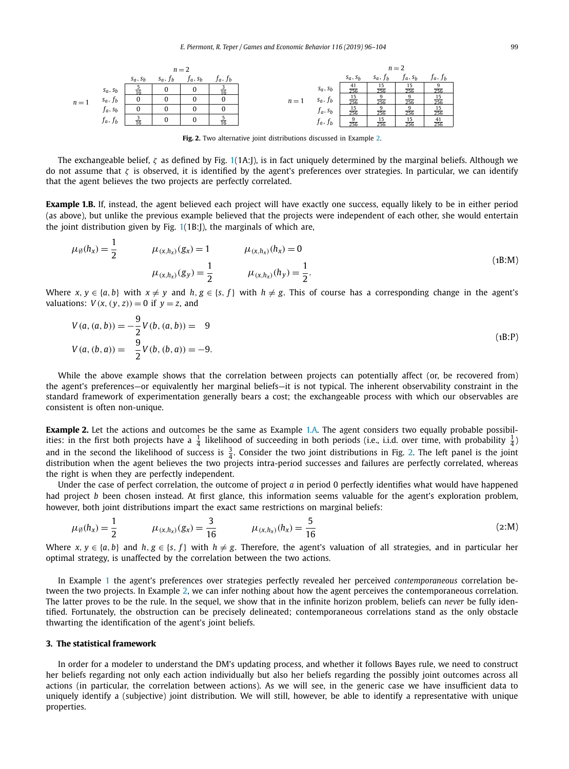| | n = 2 | | | |
|---|---|---|---|---|
| n = 1 | $s_a, s_b$ | $s_a, f_b$ | $f_a, s_b$ | $f_a, f_b$ |
| $s_a, s_b$ | $\frac{5}{16}$ | 0 | 0 | $\frac{3}{16}$ |
| $s_a, f_b$ | 0 | 0 | 0 | 0 |
| $f_a, s_b$ | 0 | 0 | 0 | 0 |
| $f_a, f_b$ | $\frac{3}{16}$ | 0 | 0 | $\frac{5}{16}$ |

| | n = 2 | | | |
|---|---|---|---|---|
| n = 1 | $s_a, s_b$ | $s_a, f_b$ | $f_a, s_b$ | $f_a, f_b$ |
| $s_a, s_b$ | $\frac{41}{256}$ | $\frac{15}{256}$ | $\frac{15}{256}$ | $\frac{9}{256}$ |
| $s_a, f_b$ | $\frac{15}{256}$ | $\frac{9}{256}$ | $\frac{9}{256}$ | $\frac{15}{256}$ |
| $f_a, s_b$ | $\frac{15}{256}$ | $\frac{9}{256}$ | $\frac{9}{256}$ | $\frac{15}{256}$ |
| $f_a, f_b$ | $\frac{9}{256}$ | $\frac{15}{256}$ | $\frac{15}{256}$ | $\frac{41}{256}$ |

**Fig. 2.** Two alternative joint distributions discussed in Example 2.

The exchangeable belief, $\zeta$ as defined by Fig. 1(1A:J), is in fact uniquely determined by the marginal beliefs. Although we do not assume that $\zeta$ is observed, it is identified by the agent's preferences over strategies. In particular, we can identify that the agent believes the two projects are perfectly correlated.

**Example 1.B.** If, instead, the agent believed each project will have exactly one success, equally likely to be in either period (as above), but unlike the previous example believed that the projects were independent of each other, she would entertain the joint distribution given by Fig. 1(1B:J), the marginals of which are,

$$\mu_{\emptyset}(h_x) = \frac{1}{2} \qquad \mu_{(x,h_x)}(g_x) = 1 \qquad \mu_{(x,h_x)}(h_x) = 0$$
$$\mu_{(x,h_x)}(g_y) = \frac{1}{2} \qquad \mu_{(x,h_x)}(h_y) = \frac{1}{2}. \tag{1B:M}$$

Where $x, y \in \{a, b\}$ with $x \neq y$ and $h, g \in \{s, f\}$ with $h \neq g$. This of course has a corresponding change in the agent's valuations: $V(x, (y, z)) = 0$ if $y = z$, and

$$V(a, (a, b)) = -\frac{9}{2} V(b, (a, b)) = \phantom{-}9$$
$$V(a, (b, a)) = \phantom{-}\frac{9}{2} V(b, (b, a)) = -9. \tag{1B:P}$$

While the above example shows that the correlation between projects can potentially affect (or, be recovered from) the agent's preferences—or equivalently her marginal beliefs—it is not typical. The inherent observability constraint in the standard framework of experimentation generally bears a cost; the exchangeable process with which our observables are consistent is often non-unique.

**Example 2.** Let the actions and outcomes be the same as Example 1.A. The agent considers two equally probable possibilities: in the first both projects have a $\frac{1}{4}$ likelihood of succeeding in both periods (i.e., i.i.d. over time, with probability $\frac{1}{4}$) and in the second the likelihood of success is $\frac{3}{4}$. Consider the two joint distributions in Fig. 2. The left panel is the joint distribution when the agent believes the two projects intra-period successes and failures are perfectly correlated, whereas the right is when they are perfectly independent.

Under the case of perfect correlation, the outcome of project $a$ in period 0 perfectly identifies what would have happened had project $b$ been chosen instead. At first glance, this information seems valuable for the agent's exploration problem, however, both joint distributions impart the exact same restrictions on marginal beliefs:

$$\mu_{\emptyset}(h_x) = \frac{1}{2} \qquad \mu_{(x,h_x)}(g_x) = \frac{3}{16} \qquad \mu_{(x,h_x)}(h_x) = \frac{5}{16} \tag{2:M}$$

Where $x, y \in \{a, b\}$ and $h, g \in \{s, f\}$ with $h \neq g$. Therefore, the agent's valuation of all strategies, and in particular her optimal strategy, is unaffected by the correlation between the two actions.

In Example 1 the agent's preferences over strategies perfectly revealed her perceived *contemporaneous* correlation between the two projects. In Example 2, we can infer nothing about how the agent perceives the contemporaneous correlation. The latter proves to be the rule. In the sequel, we show that in the infinite horizon problem, beliefs can *never* be fully identified. Fortunately, the obstruction can be precisely delineated; contemporaneous correlations stand as the only obstacle thwarting the identification of the agent's joint beliefs.

## 3. The statistical framework

In order for a modeler to understand the DM's updating process, and whether it follows Bayes rule, we need to construct her beliefs regarding not only each action individually but also her beliefs regarding the possibly joint outcomes across all actions (in particular, the correlation between actions). As we will see, in the generic case we have insufficient data to uniquely identify a (subjective) joint distribution. We will still, however, be able to identify a representative with unique properties.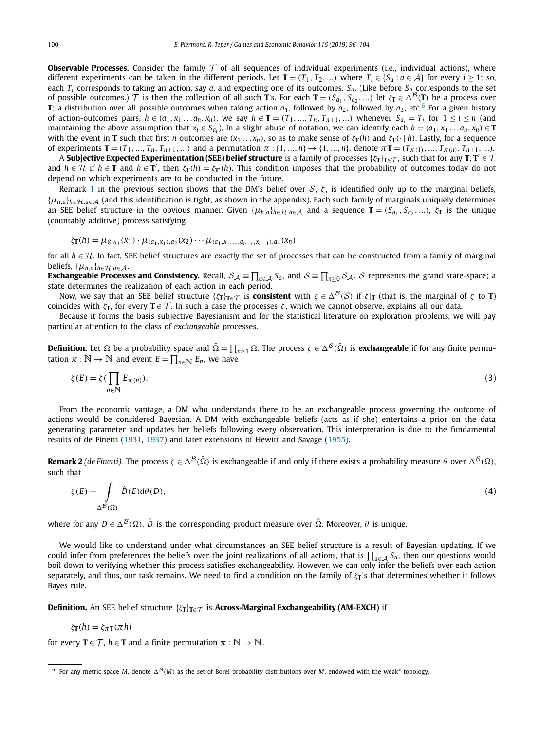**Observable Processes.** Consider the family $\mathcal{T}$ of all sequences of individual experiments (i.e., individual actions), where different experiments can be taken in the different periods. Let $\mathbf{T} = (T_1, T_2, \ldots)$ where $T_i \in \{S_a : a \in \mathcal{A}\}$ for every $i \geq 1$; so, each $T_i$ corresponds to taking an action, say $a$, and expecting one of its outcomes, $S_a$. (Like before $S_a$ corresponds to the set of possible outcomes.) $\mathcal{T}$ is then the collection of all such $\mathbf{T}$'s. For each $\mathbf{T} = (S_{a_1}, S_{a_2}, \ldots)$ let $\zeta_{\mathbf{T}} \in \Delta^{\mathcal{B}}(\mathbf{T})$ be a process over $\mathbf{T}$; a distribution over all possible outcomes when taking action $a_1$, followed by $a_2$, followed by $a_3$, etc.[6] For a given history of action-outcomes pairs, $h \in (a_1, x_1 \ldots a_n, x_n)$, we say $h \in \mathbf{T} = (T_1, \ldots, T_n, T_{n+1}, \ldots)$ whenever $S_{a_i} = T_i$ for $1 \leq i \leq n$ (and maintaining the above assumption that $x_i \in S_{a_i}$). In a slight abuse of notation, we can identify each $h = (a_1, x_1 \ldots a_n, x_n) \in \mathbf{T}$ with the event in $\mathbf{T}$ such that first $n$ outcomes are $(x_1 \ldots x_n)$, so as to make sense of $\zeta_{\mathbf{T}}(h)$ and $\zeta_{\mathbf{T}}(\cdot \mid h)$. Lastly, for a sequence of experiments $\mathbf{T} = (T_1, \ldots, T_n, T_{n+1}, \ldots)$ and a permutation $\pi : \{1, \ldots, n\} \to \{1, \ldots, n\}$, denote $\pi\mathbf{T} = (T_{\pi(1)}, \ldots, T_{\pi(n)}, T_{n+1}, \ldots)$.

A **Subjective Expected Experimentation (SEE) belief structure** is a family of processes $\{\zeta_{\mathbf{T}}\}_{\mathbf{T} \in \mathcal{T}}$, such that for any $\mathbf{T}, \mathbf{T}' \in \mathcal{T}$ and $h \in \mathcal{H}$ if $h \in \mathbf{T}$ and $h \in \mathbf{T}'$, then $\zeta_{\mathbf{T}}(h) = \zeta_{\mathbf{T}'}(h)$. This condition imposes that the probability of outcomes today do not depend on which experiments are to be conducted in the future.

Remark 1 in the previous section shows that the DM's belief over $\mathcal{S}$, $\zeta$, is identified only up to the marginal beliefs, $\{\mu_{h,a}\}_{h \in \mathcal{H}, a \in \mathcal{A}}$ (and this identification is tight, as shown in the appendix). Each such family of marginals uniquely determines an SEE belief structure in the obvious manner. Given $\{\mu_{h,a}\}_{h \in \mathcal{H}, a \in \mathcal{A}}$ and a sequence $\mathbf{T} = (S_{a_1}, S_{a_2}, \ldots)$, $\zeta_{\mathbf{T}}$ is the unique (countably additive) process satisfying

$$\zeta_{\mathbf{T}}(h) = \mu_{\emptyset, a_1}(x_1) \cdot \mu_{(a_1, x_1), a_2}(x_2) \cdots \mu_{(a_1, x_1, \ldots, a_{n-1}, x_{n-1}), a_n}(x_n)$$

for all $h \in \mathcal{H}$. In fact, SEE belief structures are exactly the set of processes that can be constructed from a family of marginal beliefs, $\{\mu_{h,a}\}_{h \in \mathcal{H}, a \in \mathcal{A}}$.

**Exchangeable Processes and Consistency.** Recall, $\mathcal{S}_{\mathcal{A}} \equiv \prod_{a \in \mathcal{A}} S_a$, and $\mathcal{S} \equiv \prod_{n \geq 0} \mathcal{S}_{\mathcal{A}}$. $\mathcal{S}$ represents the grand state-space; a state determines the realization of each action in each period.

Now, we say that an SEE belief structure $\{\zeta_{\mathbf{T}}\}_{\mathbf{T} \in \mathcal{T}}$ is **consistent** with $\zeta \in \Delta^{\mathcal{B}}(\mathcal{S})$ if $\zeta|_{\mathbf{T}}$ (that is, the marginal of $\zeta$ to $\mathbf{T}$) coincides with $\zeta_{\mathbf{T}}$, for every $\mathbf{T} \in \mathcal{T}$. In such a case the processes $\zeta$, which we cannot observe, explains all our data.

Because it forms the basis subjective Bayesianism and for the statistical literature on exploration problems, we will pay particular attention to the class of *exchangeable* processes.

**Definition.** Let $\Omega$ be a probability space and $\hat{\Omega} = \prod_{n \geq 1} \Omega$. The process $\zeta \in \Delta^{\mathcal{B}}(\hat{\Omega})$ is **exchangeable** if for any finite permutation $\pi : \mathbb{N} \to \mathbb{N}$ and event $E = \prod_{n \in \mathbb{N}} E_n$, we have

$$\zeta(E) = \zeta\Big(\prod_{n \in \mathbb{N}} E_{\pi(n)}\Big). \tag{3}$$

From the economic vantage, a DM who understands there to be an exchangeable process governing the outcome of actions would be considered Bayesian. A DM with exchangeable beliefs (acts as if she) entertains a prior on the data generating parameter and updates her beliefs following every observation. This interpretation is due to the fundamental results of de Finetti (1931, 1937) and later extensions of Hewitt and Savage (1955).

**Remark 2** *(de Finetti).* The process $\zeta \in \Delta^{\mathcal{B}}(\hat{\Omega})$ is exchangeable if and only if there exists a probability measure $\theta$ over $\Delta^{\mathcal{B}}(\Omega)$, such that

$$\zeta(E) = \int_{\Delta^{\mathcal{B}}(\Omega)} \hat{D}(E) d\theta(D), \tag{4}$$

where for any $D \in \Delta^{\mathcal{B}}(\Omega)$, $\hat{D}$ is the corresponding product measure over $\hat{\Omega}$. Moreover, $\theta$ is unique.

We would like to understand under what circumstances an SEE belief structure is a result of Bayesian updating. If we could infer from preferences the beliefs over the joint realizations of all actions, that is $\prod_{a \in \mathcal{A}} S_a$, then our questions would boil down to verifying whether this process satisfies exchangeability. However, we can only infer the beliefs over each action separately, and thus, our task remains. We need to find a condition on the family of $\zeta_{\mathbf{T}}$'s that determines whether it follows Bayes rule.

**Definition.** An SEE belief structure $\{\zeta_{\mathbf{T}}\}_{\mathbf{T} \in \mathcal{T}}$ is **Across-Marginal Exchangeability (AM-EXCH)** if

$$\zeta_{\mathbf{T}}(h) = \zeta_{\pi\mathbf{T}}(\pi h)$$

for every $\mathbf{T} \in \mathcal{T}$, $h \in \mathbf{T}$ and a finite permutation $\pi : \mathbb{N} \to \mathbb{N}$.

[6] For any metric space $M$, denote $\Delta^{\mathcal{B}}(M)$ as the set of Borel probability distributions over $M$, endowed with the weak*-topology.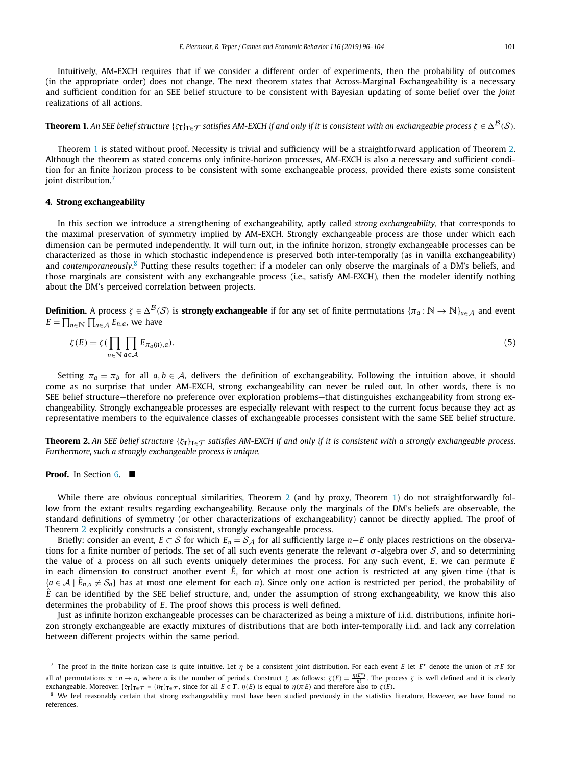Intuitively, AM-EXCH requires that if we consider a different order of experiments, then the probability of outcomes (in the appropriate order) does not change. The next theorem states that Across-Marginal Exchangeability is a necessary and sufficient condition for an SEE belief structure to be consistent with Bayesian updating of some belief over the *joint* realizations of all actions.

**Theorem 1.** *An SEE belief structure $\{\zeta_{\mathbf{T}}\}_{\mathbf{T}\in\mathcal{T}}$ satisfies AM-EXCH if and only if it is consistent with an exchangeable process $\zeta \in \Delta^{\mathcal{B}}(\mathcal{S})$.*

Theorem 1 is stated without proof. Necessity is trivial and sufficiency will be a straightforward application of Theorem 2. Although the theorem as stated concerns only infinite-horizon processes, AM-EXCH is also a necessary and sufficient condition for an finite horizon process to be consistent with some exchangeable process, provided there exists some consistent joint distribution.[7]

## 4. Strong exchangeability

In this section we introduce a strengthening of exchangeability, aptly called *strong exchangeability*, that corresponds to the maximal preservation of symmetry implied by AM-EXCH. Strongly exchangeable process are those under which each dimension can be permuted independently. It will turn out, in the infinite horizon, strongly exchangeable processes can be characterized as those in which stochastic independence is preserved both inter-temporally (as in vanilla exchangeability) and *contemporaneously*.[8] Putting these results together: if a modeler can only observe the marginals of a DM's beliefs, and those marginals are consistent with any exchangeable process (i.e., satisfy AM-EXCH), then the modeler identify nothing about the DM's perceived correlation between projects.

**Definition.** A process $\zeta \in \Delta^{\mathcal{B}}(\mathcal{S})$ is **strongly exchangeable** if for any set of finite permutations $\{\pi_a : \mathbb{N} \to \mathbb{N}\}_{a\in\mathcal{A}}$ and event $E = \prod_{n\in\mathbb{N}} \prod_{a\in\mathcal{A}} E_{n,a}$, we have

$$\zeta(E) = \zeta(\prod_{n\in\mathbb{N}} \prod_{a\in\mathcal{A}} E_{\pi_a(n),a}). \tag{5}$$

Setting $\pi_a = \pi_b$ for all $a, b \in \mathcal{A}$, delivers the definition of exchangeability. Following the intuition above, it should come as no surprise that under AM-EXCH, strong exchangeability can never be ruled out. In other words, there is no SEE belief structure—therefore no preference over exploration problems—that distinguishes exchangeability from strong exchangeability. Strongly exchangeable processes are especially relevant with respect to the current focus because they act as representative members to the equivalence classes of exchangeable processes consistent with the same SEE belief structure.

**Theorem 2.** *An SEE belief structure $\{\zeta_{\mathbf{T}}\}_{\mathbf{T}\in\mathcal{T}}$ satisfies AM-EXCH if and only if it is consistent with a strongly exchangeable process. Furthermore, such a strongly exchangeable process is unique.*

**Proof.** In Section 6. ∎

While there are obvious conceptual similarities, Theorem 2 (and by proxy, Theorem 1) do not straightforwardly follow from the extant results regarding exchangeability. Because only the marginals of the DM's beliefs are observable, the standard definitions of symmetry (or other characterizations of exchangeability) cannot be directly applied. The proof of Theorem 2 explicitly constructs a consistent, strongly exchangeable process.

Briefly: consider an event, $E \subset \mathcal{S}$ for which $E_n = \mathcal{S}_{\mathcal{A}}$ for all sufficiently large $n$—$E$ only places restrictions on the observations for a finite number of periods. The set of all such events generate the relevant $\sigma$-algebra over $\mathcal{S}$, and so determining the value of a process on all such events uniquely determines the process. For any such event, $E$, we can permute $E$ in each dimension to construct another event $\hat{E}$, for which at most one action is restricted at any given time (that is $\{a \in \mathcal{A} \mid \hat{E}_{n,a} \neq \mathcal{S}_a\}$ has at most one element for each $n$). Since only one action is restricted per period, the probability of $\hat{E}$ can be identified by the SEE belief structure, and, under the assumption of strong exchangeability, we know this also determines the probability of $E$. The proof shows this process is well defined.

Just as infinite horizon exchangeable processes can be characterized as being a mixture of i.i.d. distributions, infinite horizon strongly exchangeable are exactly mixtures of distributions that are both inter-temporally i.i.d. and lack any correlation between different projects within the same period.

---

[7] The proof in the finite horizon case is quite intuitive. Let $\eta$ be a consistent joint distribution. For each event $E$ let $E^\star$ denote the union of $\pi E$ for all $n!$ permutations $\pi : n \to n$, where $n$ is the number of periods. Construct $\zeta$ as follows: $\zeta(E) = \frac{\eta(E^\star)}{n!}$. The process $\zeta$ is well defined and it is clearly exchangeable. Moreover, $\{\zeta_{\mathbf{T}}\}_{\mathbf{T}\in\mathcal{T}} = \{\eta_{\mathbf{T}}\}_{\mathbf{T}\in\mathcal{T}}$, since for all $E \in \boldsymbol{T}$, $\eta(E)$ is equal to $\eta(\pi E)$ and therefore also to $\zeta(E)$.

[8] We feel reasonably certain that strong exchangeability must have been studied previously in the statistics literature. However, we have found no references.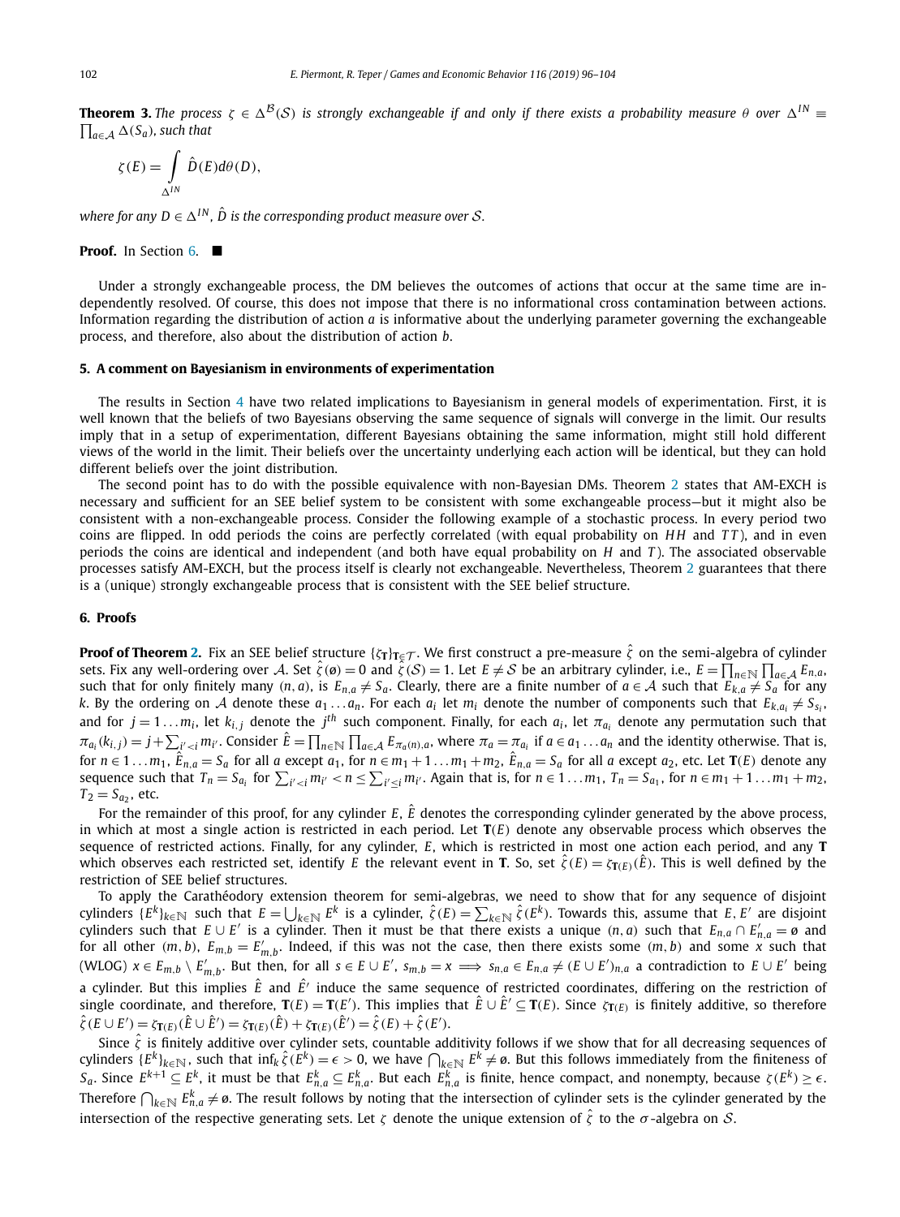**Theorem 3.** *The process $\zeta \in \Delta^{\mathcal{B}}(\mathcal{S})$ is strongly exchangeable if and only if there exists a probability measure $\theta$ over $\Delta^{IN} \equiv \prod_{a\in\mathcal{A}} \Delta(S_a)$, such that*

$$\zeta(E) = \int_{\Delta^{IN}} \hat{D}(E) d\theta(D),$$

*where for any $D \in \Delta^{IN}$, $\hat{D}$ is the corresponding product measure over $\mathcal{S}$.*

**Proof.** In Section 6. ■

Under a strongly exchangeable process, the DM believes the outcomes of actions that occur at the same time are independently resolved. Of course, this does not impose that there is no informational cross contamination between actions. Information regarding the distribution of action $a$ is informative about the underlying parameter governing the exchangeable process, and therefore, also about the distribution of action $b$.

## 5. A comment on Bayesianism in environments of experimentation

The results in Section 4 have two related implications to Bayesianism in general models of experimentation. First, it is well known that the beliefs of two Bayesians observing the same sequence of signals will converge in the limit. Our results imply that in a setup of experimentation, different Bayesians obtaining the same information, might still hold different views of the world in the limit. Their beliefs over the uncertainty underlying each action will be identical, but they can hold different beliefs over the joint distribution.

The second point has to do with the possible equivalence with non-Bayesian DMs. Theorem 2 states that AM-EXCH is necessary and sufficient for an SEE belief system to be consistent with some exchangeable process—but it might also be consistent with a non-exchangeable process. Consider the following example of a stochastic process. In every period two coins are flipped. In odd periods the coins are perfectly correlated (with equal probability on $HH$ and $TT$), and in even periods the coins are identical and independent (and both have equal probability on $H$ and $T$). The associated observable processes satisfy AM-EXCH, but the process itself is clearly not exchangeable. Nevertheless, Theorem 2 guarantees that there is a (unique) strongly exchangeable process that is consistent with the SEE belief structure.

## 6. Proofs

**Proof of Theorem 2.** Fix an SEE belief structure $\{\zeta_{\mathbf{T}}\}_{\mathbf{T}\in\mathcal{T}}$. We first construct a pre-measure $\hat{\zeta}$ on the semi-algebra of cylinder sets. Fix any well-ordering over $\mathcal{A}$. Set $\hat{\zeta}(\emptyset) = 0$ and $\hat{\zeta}(\mathcal{S}) = 1$. Let $E \neq \mathcal{S}$ be an arbitrary cylinder, i.e., $E = \prod_{n\in\mathbb{N}} \prod_{a\in\mathcal{A}} E_{n,a}$, such that for only finitely many $(n,a)$, is $E_{n,a} \neq S_a$. Clearly, there are a finite number of $a \in \mathcal{A}$ such that $E_{k,a} \neq S_a$ for any $k$. By the ordering on $\mathcal{A}$ denote these $a_1 \ldots a_n$. For each $a_i$ let $m_i$ denote the number of components such that $E_{k,a_i} \neq S_{s_i}$, and for $j = 1 \ldots m_i$, let $k_{i,j}$ denote the $j^{th}$ such component. Finally, for each $a_i$, let $\pi_{a_i}$ denote any permutation such that $\pi_{a_i}(k_{i,j}) = j + \sum_{i'<i} m_{i'}$. Consider $\hat{E} = \prod_{n\in\mathbb{N}} \prod_{a\in\mathcal{A}} E_{\pi_a(n),a}$, where $\pi_a = \pi_{a_i}$ if $a \in a_1 \ldots a_n$ and the identity otherwise. That is, for $n \in 1 \ldots m_1$, $\hat{E}_{n,a} = S_a$ for all $a$ except $a_1$, for $n \in m_1 + 1 \ldots m_1 + m_2$, $\hat{E}_{n,a} = S_a$ for all $a$ except $a_2$, etc. Let $\mathbf{T}(E)$ denote any sequence such that $T_n = S_{a_i}$ for $\sum_{i'<i} m_{i'} < n \leq \sum_{i'\leq i} m_{i'}$. Again that is, for $n \in 1 \ldots m_1$, $T_n = S_{a_1}$, for $n \in m_1 + 1 \ldots m_1 + m_2$, $T_2 = S_{a_2}$, etc.

For the remainder of this proof, for any cylinder $E$, $\hat{E}$ denotes the corresponding cylinder generated by the above process, in which at most a single action is restricted in each period. Let $\mathbf{T}(E)$ denote any observable process which observes the sequence of restricted actions. Finally, for any cylinder, $E$, which is restricted in most one action each period, and any $\mathbf{T}$ which observes each restricted set, identify $E$ the relevant event in $\mathbf{T}$. So, set $\hat{\zeta}(E) = \zeta_{\mathbf{T}(E)}(\hat{E})$. This is well defined by the restriction of SEE belief structures.

To apply the Carathéodory extension theorem for semi-algebras, we need to show that for any sequence of disjoint cylinders $\{E^k\}_{k\in\mathbb{N}}$ such that $E = \bigcup_{k\in\mathbb{N}} E^k$ is a cylinder, $\hat{\zeta}(E) = \sum_{k\in\mathbb{N}} \hat{\zeta}(E^k)$. Towards this, assume that $E, E'$ are disjoint cylinders such that $E \cup E'$ is a cylinder. Then it must be that there exists a unique $(n,a)$ such that $E_{n,a} \cap E'_{n,a} = \emptyset$ and for all other $(m,b)$, $E_{m,b} = E'_{m,b}$. Indeed, if this was not the case, then there exists some $(m,b)$ and some $x$ such that (WLOG) $x \in E_{m,b} \setminus E'_{m,b}$. But then, for all $s \in E \cup E'$, $s_{m,b} = x \implies s_{n,a} \in E_{n,a} \neq (E \cup E')_{n,a}$ a contradiction to $E \cup E'$ being a cylinder. But this implies $\hat{E}$ and $\hat{E}'$ induce the same sequence of restricted coordinates, differing on the restriction of single coordinate, and therefore, $\mathbf{T}(E) = \mathbf{T}(E')$. This implies that $\hat{E} \cup \hat{E}' \subseteq \mathbf{T}(E)$. Since $\zeta_{\mathbf{T}(E)}$ is finitely additive, so therefore $\hat{\zeta}(E \cup E') = \zeta_{\mathbf{T}(E)}(\hat{E} \cup \hat{E}') = \zeta_{\mathbf{T}(E)}(\hat{E}) + \zeta_{\mathbf{T}(E)}(\hat{E}') = \hat{\zeta}(E) + \hat{\zeta}(E')$.

Since $\hat{\zeta}$ is finitely additive over cylinder sets, countable additivity follows if we show that for all decreasing sequences of cylinders $\{E^k\}_{k\in\mathbb{N}}$, such that $\inf_k \hat{\zeta}(E^k) = \epsilon > 0$, we have $\bigcap_{k\in\mathbb{N}} E^k \neq \emptyset$. But this follows immediately from the finiteness of $S_a$. Since $E^{k+1} \subseteq E^k$, it must be that $E^{k+1}_{n,a} \subseteq E^k_{n,a}$. But each $E^k_{n,a}$ is finite, hence compact, and nonempty, because $\zeta(E^k) \geq \epsilon$. Therefore $\bigcap_{k\in\mathbb{N}} E^k_{n,a} \neq \emptyset$. The result follows by noting that the intersection of cylinder sets is the cylinder generated by the intersection of the respective generating sets. Let $\zeta$ denote the unique extension of $\hat{\zeta}$ to the $\sigma$-algebra on $\mathcal{S}$.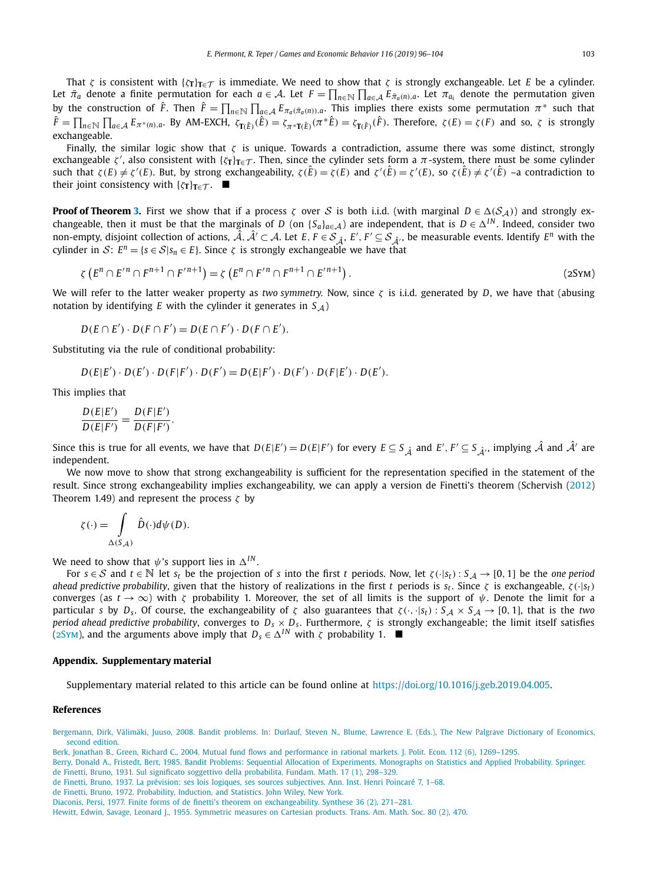That $\zeta$ is consistent with $\{\zeta_{\mathbf{T}}\}_{\mathbf{T}\in\mathcal{T}}$ is immediate. We need to show that $\zeta$ is strongly exchangeable. Let $E$ be a cylinder. Let $\bar{\pi}_a$ denote a finite permutation for each $a \in \mathcal{A}$. Let $F = \prod_{n\in\mathbb{N}} \prod_{a\in\mathcal{A}} E_{\bar{\pi}_a(n),a}$. Let $\pi_{a_i}$ denote the permutation given by the construction of $\hat{F}$. Then $\hat{F} = \prod_{n\in\mathbb{N}} \prod_{a\in\mathcal{A}} E_{\pi_a(\bar{\pi}_a(n)),a}$. This implies there exists some permutation $\pi^*$ such that $\hat{F} = \prod_{n\in\mathbb{N}} \prod_{a\in\mathcal{A}} E_{\pi^*(n),a}$. By AM-EXCH, $\zeta_{\mathbf{T}(\hat{E})}(\hat{E}) = \zeta_{\pi^*\mathbf{T}(\hat{E})}(\pi^*\hat{E}) = \zeta_{\mathbf{T}(\hat{F})}(\hat{F})$. Therefore, $\zeta(E) = \zeta(F)$ and so, $\zeta$ is strongly exchangeable.

Finally, the similar logic show that $\zeta$ is unique. Towards a contradiction, assume there was some distinct, strongly exchangeable $\zeta'$, also consistent with $\{\zeta_{\mathbf{T}}\}_{\mathbf{T}\in\mathcal{T}}$. Then, since the cylinder sets form a $\pi$-system, there must be some cylinder such that $\zeta(E) \neq \zeta'(E)$. But, by strong exchangeability, $\zeta(\hat{E}) = \zeta(E)$ and $\zeta'(\hat{E}) = \zeta'(E)$, so $\zeta(\hat{E}) \neq \zeta'(\hat{E})$ –a contradiction to their joint consistency with $\{\zeta_{\mathbf{T}}\}_{\mathbf{T}\in\mathcal{T}}$. ■

**Proof of Theorem 3.** First we show that if a process $\zeta$ over $\mathcal{S}$ is both i.i.d. (with marginal $D \in \Delta(\mathcal{S}_{\mathcal{A}})$) and strongly exchangeable, then it must be that the marginals of $D$ (on $\{S_a\}_{a\in\mathcal{A}}$) are independent, that is $D \in \Delta^{IN}$. Indeed, consider two non-empty, disjoint collection of actions, $\hat{\mathcal{A}}, \hat{\mathcal{A}}' \subset \mathcal{A}$. Let $E, F \in \mathcal{S}_{\hat{\mathcal{A}}}$, $E', F' \subseteq \mathcal{S}_{\hat{\mathcal{A}}'}$ be measurable events. Identify $E^n$ with the cylinder in $\mathcal{S}$: $E^n = \{s \in \mathcal{S} | s_n \in E\}$. Since $\zeta$ is strongly exchangeable we have that

$$\zeta\left(E^n \cap E'^n \cap F^{n+1} \cap F'^{n+1}\right) = \zeta\left(E^n \cap F'^n \cap F^{n+1} \cap E'^{n+1}\right). \tag{2Sym}$$

We will refer to the latter weaker property as *two symmetry.* Now, since $\zeta$ is i.i.d. generated by $D$, we have that (abusing notation by identifying $E$ with the cylinder it generates in $S_{\mathcal{A}}$)

$$D(E \cap E') \cdot D(F \cap F') = D(E \cap F') \cdot D(F \cap E').$$

Substituting via the rule of conditional probability:

$$D(E|E') \cdot D(E') \cdot D(F|F') \cdot D(F') = D(E|F') \cdot D(F') \cdot D(F|E') \cdot D(E').$$

This implies that

$$\frac{D(E|E')}{D(E|F')} = \frac{D(F|E')}{D(F|F')}.$$

Since this is true for all events, we have that $D(E|E') = D(E|F')$ for every $E \subseteq S_{\hat{\mathcal{A}}}$ and $E', F' \subseteq S_{\hat{\mathcal{A}}'}$, implying $\hat{\mathcal{A}}$ and $\hat{\mathcal{A}}'$ are independent.

We now move to show that strong exchangeability is sufficient for the representation specified in the statement of the result. Since strong exchangeability implies exchangeability, we can apply a version de Finetti's theorem (Schervish (2012) Theorem 1.49) and represent the process $\zeta$ by

$$\zeta(\cdot) = \int_{\Delta(S_{\mathcal{A}})} \hat{D}(\cdot) d\psi(D).$$

We need to show that $\psi$'s support lies in $\Delta^{IN}$.

For $s \in \mathcal{S}$ and $t \in \mathbb{N}$ let $s_t$ be the projection of $s$ into the first $t$ periods. Now, let $\zeta(\cdot|s_t) : S_{\mathcal{A}} \to [0, 1]$ be the *one period ahead predictive probability*, given that the history of realizations in the first $t$ periods is $s_t$. Since $\zeta$ is exchangeable, $\zeta(\cdot|s_t)$ converges (as $t \to \infty$) with $\zeta$ probability 1. Moreover, the set of all limits is the support of $\psi$. Denote the limit for a particular $s$ by $D_s$. Of course, the exchangeability of $\zeta$ also guarantees that $\zeta(\cdot, \cdot|s_t) : S_{\mathcal{A}} \times S_{\mathcal{A}} \to [0, 1]$, that is the *two period ahead predictive probability*, converges to $D_s \times D_s$. Furthermore, $\zeta$ is strongly exchangeable; the limit itself satisfies (2Sym), and the arguments above imply that $D_s \in \Delta^{IN}$ with $\zeta$ probability 1. ■

## Appendix. Supplementary material

Supplementary material related to this article can be found online at https://doi.org/10.1016/j.geb.2019.04.005.

## References

Bergemann, Dirk, Välimäki, Juuso, 2008. Bandit problems. In: Durlauf, Steven N., Blume, Lawrence E. (Eds.), The New Palgrave Dictionary of Economics, second edition.

Berk, Jonathan B., Green, Richard C., 2004. Mutual fund flows and performance in rational markets. J. Polit. Econ. 112 (6), 1269–1295.

Berry, Donald A., Fristedt, Bert, 1985. Bandit Problems: Sequential Allocation of Experiments. Monographs on Statistics and Applied Probability. Springer.

de Finetti, Bruno, 1931. Sul significato soggettivo della probabilita. Fundam. Math. 17 (1), 298–329.

de Finetti, Bruno, 1937. La prévision: ses lois logiques, ses sources subjectives. Ann. Inst. Henri Poincaré 7, 1–68.

de Finetti, Bruno, 1972. Probability, Induction, and Statistics. John Wiley, New York.

Diaconis, Persi, 1977. Finite forms of de finetti's theorem on exchangeability. Synthese 36 (2), 271–281.

Hewitt, Edwin, Savage, Leonard J., 1955. Symmetric measures on Cartesian products. Trans. Am. Math. Soc. 80 (2), 470.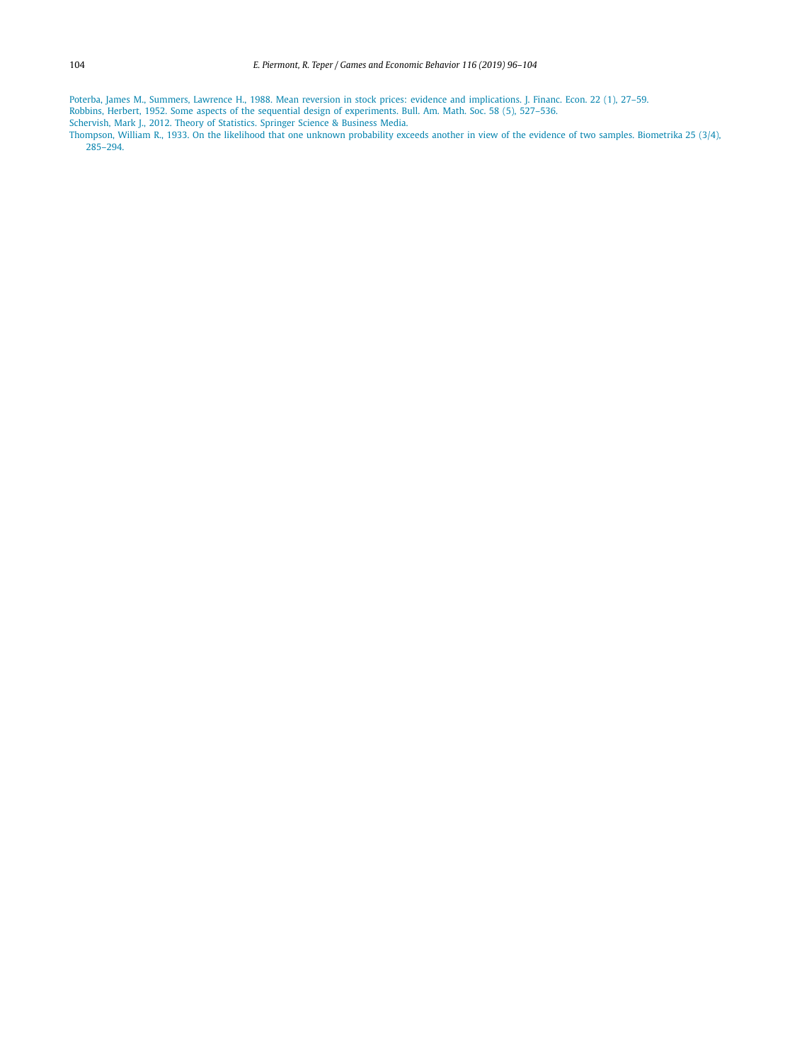Poterba, James M., Summers, Lawrence H., 1988. Mean reversion in stock prices: evidence and implications. J. Financ. Econ. 22 (1), 27–59.

Robbins, Herbert, 1952. Some aspects of the sequential design of experiments. Bull. Am. Math. Soc. 58 (5), 527–536.

Schervish, Mark J., 2012. Theory of Statistics. Springer Science & Business Media.

Thompson, William R., 1933. On the likelihood that one unknown probability exceeds another in view of the evidence of two samples. Biometrika 25 (3/4), 285–294.